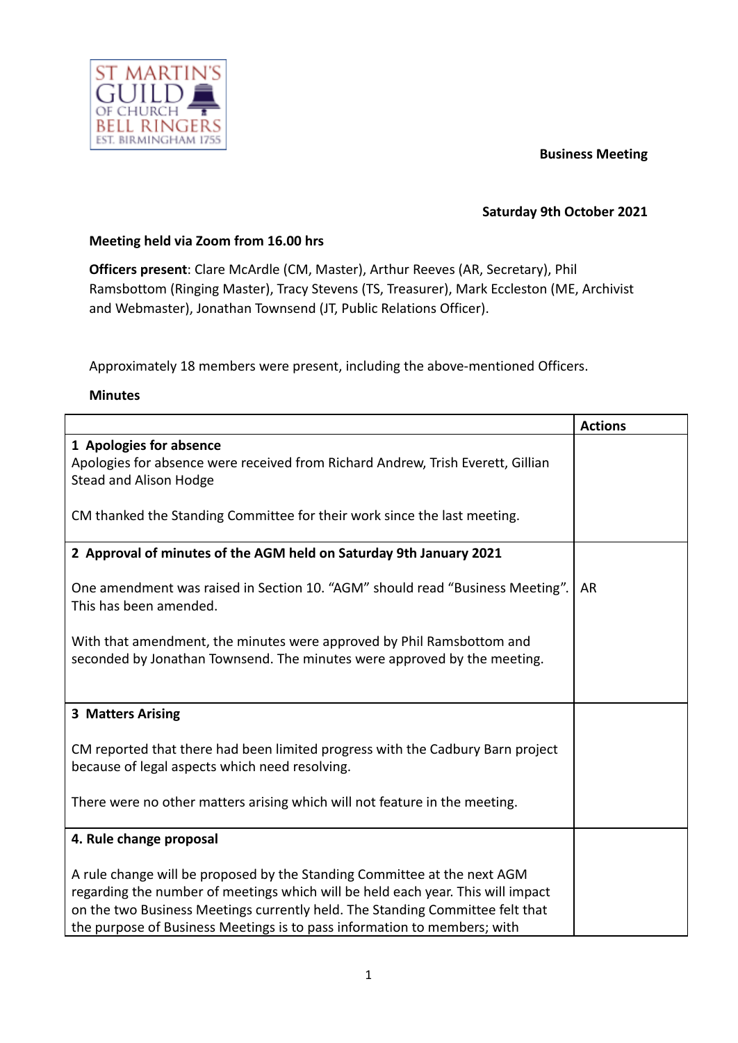**Business Meeting**

**Saturday 9th October 2021**

**Meeting held via Zoom from 16.00 hrs**

**Officers present**: Clare McArdle (CM, Master), Arthur Reeves (AR, Secretary), Phil Ramsbottom (Ringing Master), Tracy Stevens (TS, Treasurer), Mark Eccleston (ME, Archivist and Webmaster), Jonathan Townsend (JT, Public Relations Officer).

Approximately 18 members were present, including the above-mentioned Officers.

**Minutes**

| | Actions |
|---|---|
| **1 Apologies for absence**<br>Apologies for absence were received from Richard Andrew, Trish Everett, Gillian Stead and Alison Hodge<br><br>CM thanked the Standing Committee for their work since the last meeting. | |
| **2 Approval of minutes of the AGM held on Saturday 9th January 2021**<br><br>One amendment was raised in Section 10. "AGM" should read "Business Meeting". This has been amended.<br><br>With that amendment, the minutes were approved by Phil Ramsbottom and seconded by Jonathan Townsend. The minutes were approved by the meeting. | AR |
| **3 Matters Arising**<br><br>CM reported that there had been limited progress with the Cadbury Barn project because of legal aspects which need resolving.<br><br>There were no other matters arising which will not feature in the meeting. | |
| **4. Rule change proposal**<br><br>A rule change will be proposed by the Standing Committee at the next AGM regarding the number of meetings which will be held each year. This will impact on the two Business Meetings currently held. The Standing Committee felt that the purpose of Business Meetings is to pass information to members; with | |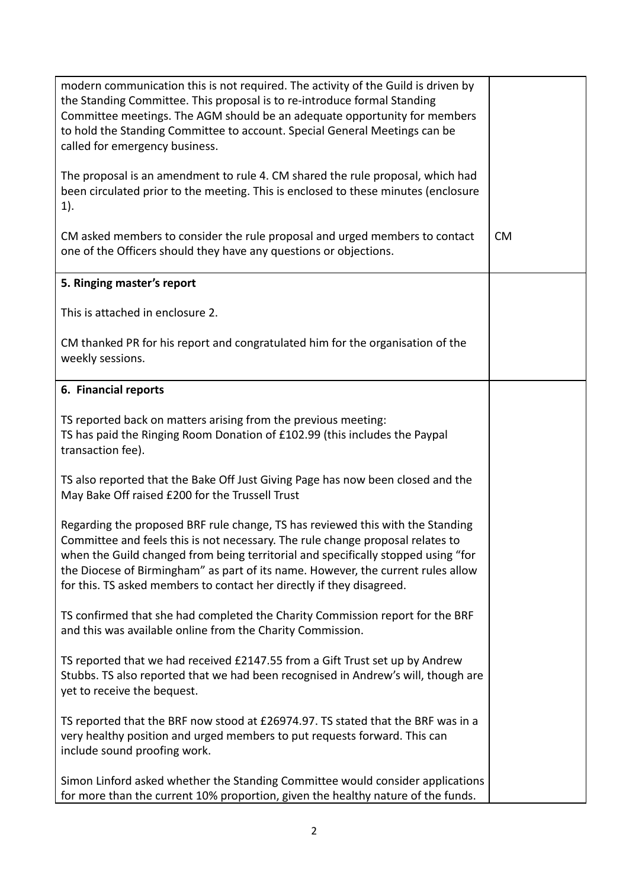| | |
|---|---|
| modern communication this is not required. The activity of the Guild is driven by the Standing Committee. This proposal is to re-introduce formal Standing Committee meetings. The AGM should be an adequate opportunity for members to hold the Standing Committee to account. Special General Meetings can be called for emergency business.<br><br>The proposal is an amendment to rule 4. CM shared the rule proposal, which had been circulated prior to the meeting. This is enclosed to these minutes (enclosure 1).<br><br>CM asked members to consider the rule proposal and urged members to contact one of the Officers should they have any questions or objections. | CM |
| **5. Ringing master's report**<br><br>This is attached in enclosure 2.<br><br>CM thanked PR for his report and congratulated him for the organisation of the weekly sessions. | |
| **6. Financial reports**<br><br>TS reported back on matters arising from the previous meeting:<br>TS has paid the Ringing Room Donation of £102.99 (this includes the Paypal transaction fee).<br><br>TS also reported that the Bake Off Just Giving Page has now been closed and the May Bake Off raised £200 for the Trussell Trust<br><br>Regarding the proposed BRF rule change, TS has reviewed this with the Standing Committee and feels this is not necessary. The rule change proposal relates to when the Guild changed from being territorial and specifically stopped using "for the Diocese of Birmingham" as part of its name. However, the current rules allow for this. TS asked members to contact her directly if they disagreed.<br><br>TS confirmed that she had completed the Charity Commission report for the BRF and this was available online from the Charity Commission.<br><br>TS reported that we had received £2147.55 from a Gift Trust set up by Andrew Stubbs. TS also reported that we had been recognised in Andrew's will, though are yet to receive the bequest.<br><br>TS reported that the BRF now stood at £26974.97. TS stated that the BRF was in a very healthy position and urged members to put requests forward. This can include sound proofing work.<br><br>Simon Linford asked whether the Standing Committee would consider applications for more than the current 10% proportion, given the healthy nature of the funds. | |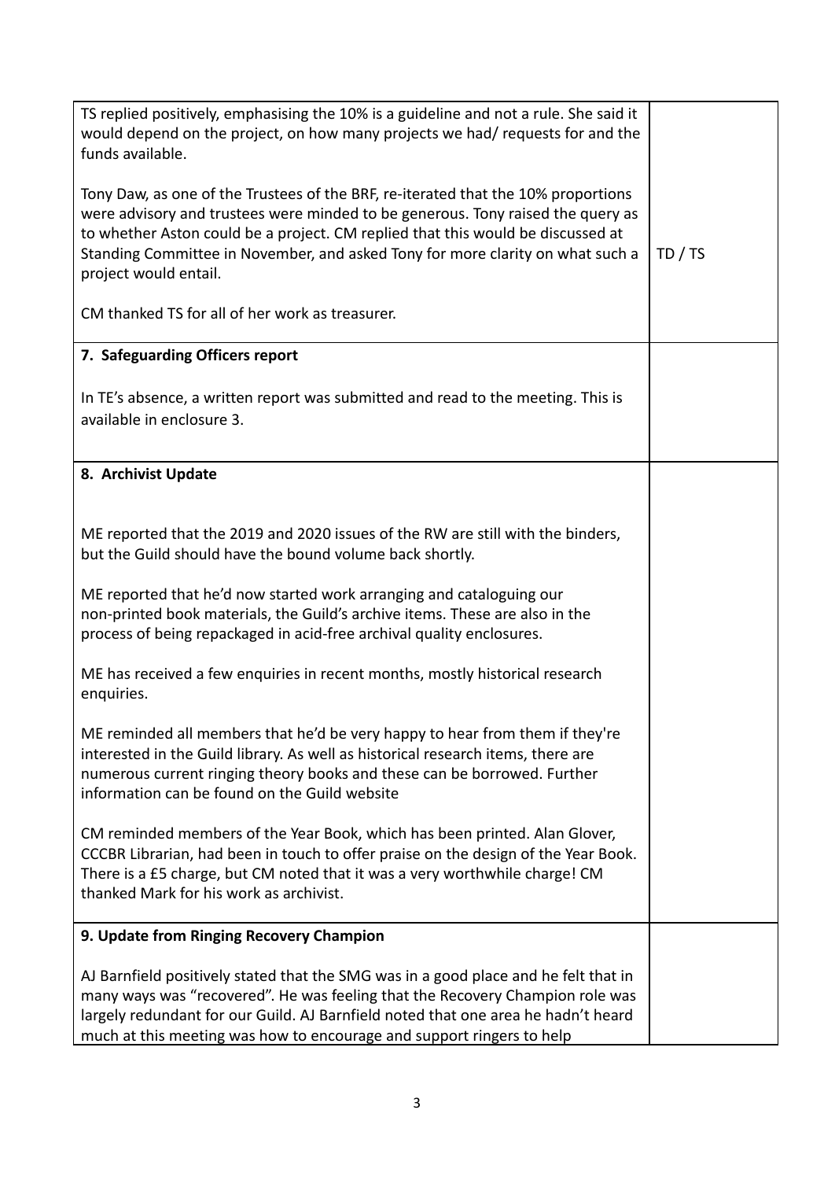| | |
|---|---|
| TS replied positively, emphasising the 10% is a guideline and not a rule. She said it would depend on the project, on how many projects we had/ requests for and the funds available.<br><br>Tony Daw, as one of the Trustees of the BRF, re-iterated that the 10% proportions were advisory and trustees were minded to be generous. Tony raised the query as to whether Aston could be a project. CM replied that this would be discussed at Standing Committee in November, and asked Tony for more clarity on what such a project would entail.<br><br>CM thanked TS for all of her work as treasurer. | TD / TS |
| **7. Safeguarding Officers report**<br><br>In TE's absence, a written report was submitted and read to the meeting. This is available in enclosure 3. | |
| **8. Archivist Update**<br><br>ME reported that the 2019 and 2020 issues of the RW are still with the binders, but the Guild should have the bound volume back shortly.<br><br>ME reported that he'd now started work arranging and cataloguing our non-printed book materials, the Guild's archive items. These are also in the process of being repackaged in acid-free archival quality enclosures.<br><br>ME has received a few enquiries in recent months, mostly historical research enquiries.<br><br>ME reminded all members that he'd be very happy to hear from them if they're interested in the Guild library. As well as historical research items, there are numerous current ringing theory books and these can be borrowed. Further information can be found on the Guild website<br><br>CM reminded members of the Year Book, which has been printed. Alan Glover, CCCBR Librarian, had been in touch to offer praise on the design of the Year Book. There is a £5 charge, but CM noted that it was a very worthwhile charge! CM thanked Mark for his work as archivist. | |
| **9. Update from Ringing Recovery Champion**<br><br>AJ Barnfield positively stated that the SMG was in a good place and he felt that in many ways was "recovered". He was feeling that the Recovery Champion role was largely redundant for our Guild. AJ Barnfield noted that one area he hadn't heard much at this meeting was how to encourage and support ringers to help | |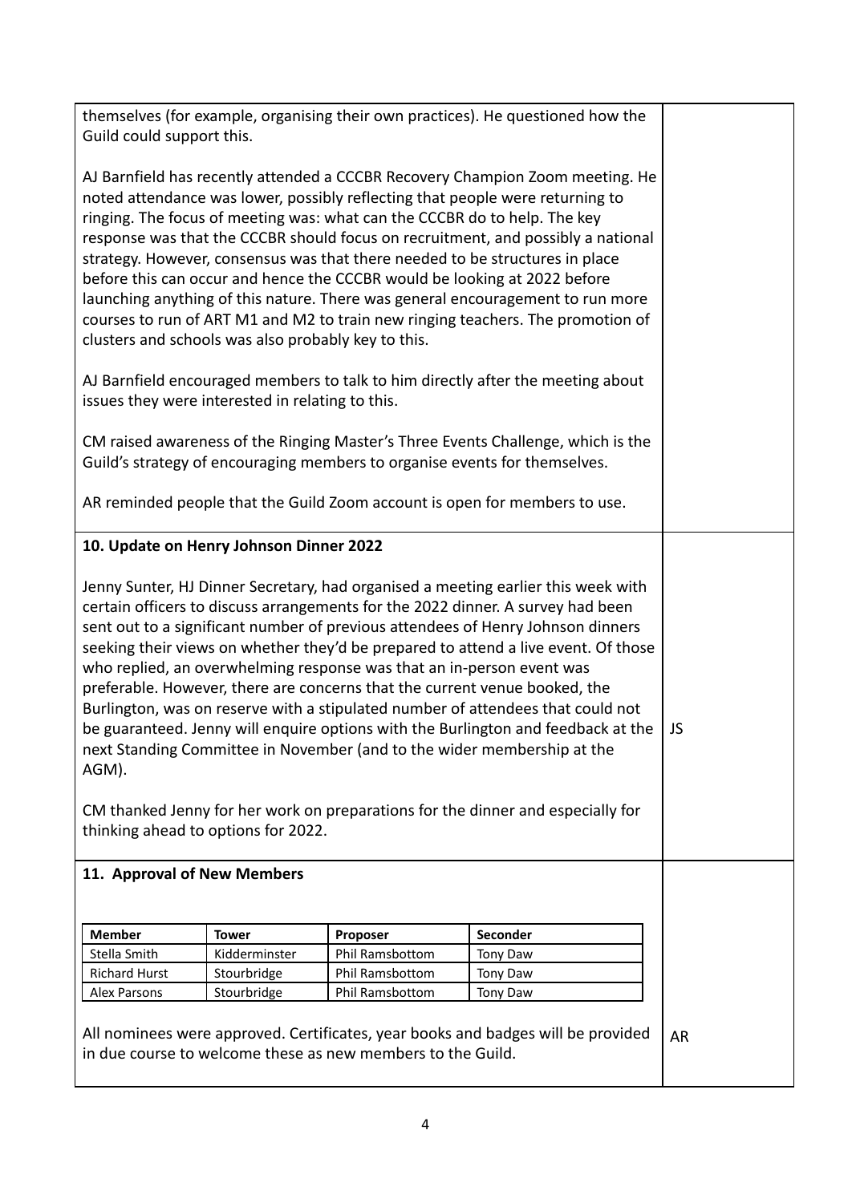themselves (for example, organising their own practices). He questioned how the Guild could support this.

AJ Barnfield has recently attended a CCCBR Recovery Champion Zoom meeting. He noted attendance was lower, possibly reflecting that people were returning to ringing. The focus of meeting was: what can the CCCBR do to help. The key response was that the CCCBR should focus on recruitment, and possibly a national strategy. However, consensus was that there needed to be structures in place before this can occur and hence the CCCBR would be looking at 2022 before launching anything of this nature. There was general encouragement to run more courses to run of ART M1 and M2 to train new ringing teachers. The promotion of clusters and schools was also probably key to this.

AJ Barnfield encouraged members to talk to him directly after the meeting about issues they were interested in relating to this.

CM raised awareness of the Ringing Master's Three Events Challenge, which is the Guild's strategy of encouraging members to organise events for themselves.

AR reminded people that the Guild Zoom account is open for members to use.

**10. Update on Henry Johnson Dinner 2022**

Jenny Sunter, HJ Dinner Secretary, had organised a meeting earlier this week with certain officers to discuss arrangements for the 2022 dinner. A survey had been sent out to a significant number of previous attendees of Henry Johnson dinners seeking their views on whether they'd be prepared to attend a live event. Of those who replied, an overwhelming response was that an in-person event was preferable. However, there are concerns that the current venue booked, the Burlington, was on reserve with a stipulated number of attendees that could not be guaranteed. Jenny will enquire options with the Burlington and feedback at the next Standing Committee in November (and to the wider membership at the AGM). — **JS**

CM thanked Jenny for her work on preparations for the dinner and especially for thinking ahead to options for 2022.

**11. Approval of New Members**

| Member | Tower | Proposer | Seconder |
|---|---|---|---|
| Stella Smith | Kidderminster | Phil Ramsbottom | Tony Daw |
| Richard Hurst | Stourbridge | Phil Ramsbottom | Tony Daw |
| Alex Parsons | Stourbridge | Phil Ramsbottom | Tony Daw |

All nominees were approved. Certificates, year books and badges will be provided in due course to welcome these as new members to the Guild. — **AR**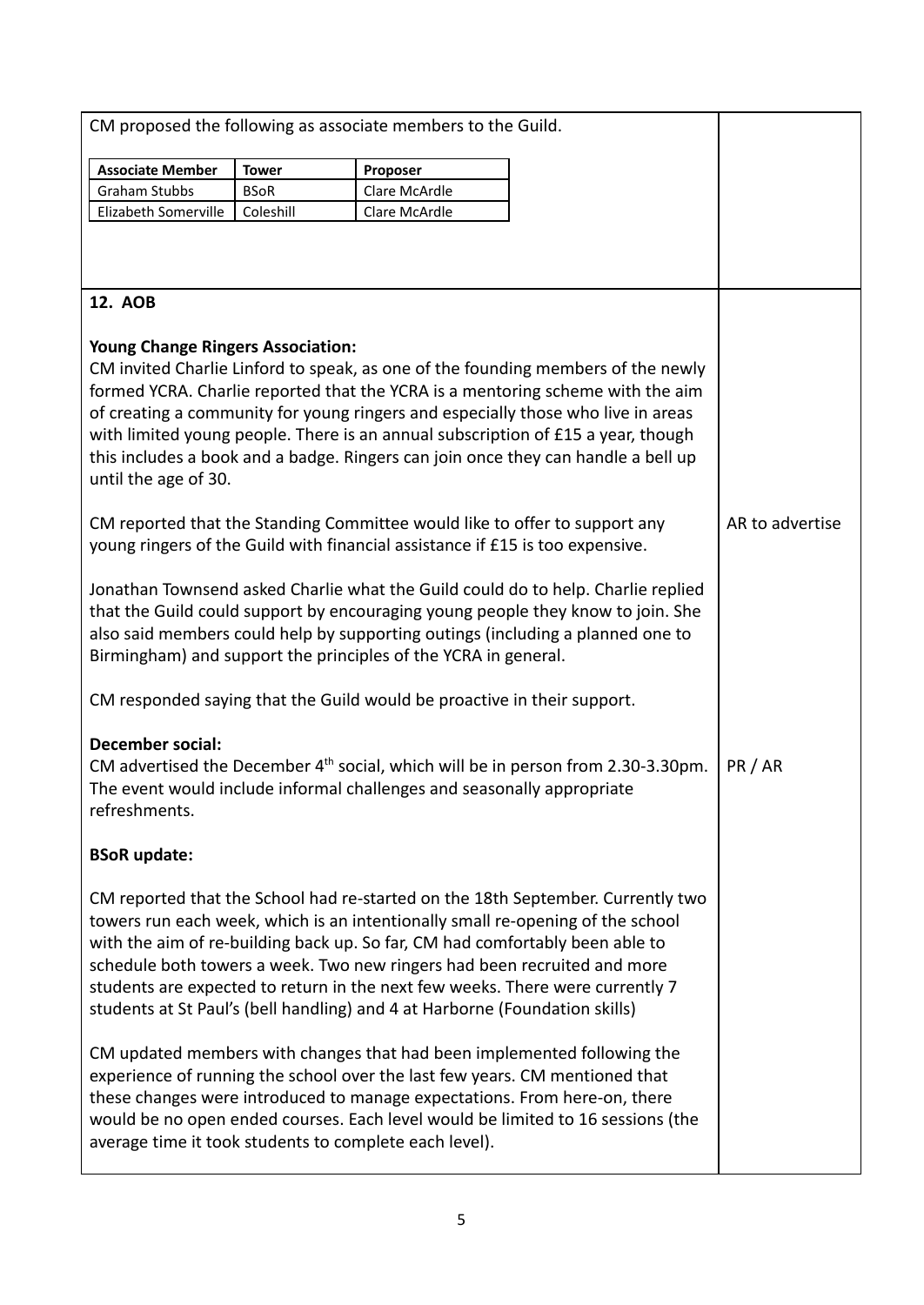CM proposed the following as associate members to the Guild.

| Associate Member | Tower | Proposer |
|---|---|---|
| Graham Stubbs | BSoR | Clare McArdle |
| Elizabeth Somerville | Coleshill | Clare McArdle |

## 12. AOB

**Young Change Ringers Association:**

CM invited Charlie Linford to speak, as one of the founding members of the newly formed YCRA. Charlie reported that the YCRA is a mentoring scheme with the aim of creating a community for young ringers and especially those who live in areas with limited young people. There is an annual subscription of £15 a year, though this includes a book and a badge. Ringers can join once they can handle a bell up until the age of 30.

CM reported that the Standing Committee would like to offer to support any young ringers of the Guild with financial assistance if £15 is too expensive. — **AR to advertise**

Jonathan Townsend asked Charlie what the Guild could do to help. Charlie replied that the Guild could support by encouraging young people they know to join. She also said members could help by supporting outings (including a planned one to Birmingham) and support the principles of the YCRA in general.

CM responded saying that the Guild would be proactive in their support.

**December social:**

CM advertised the December 4th social, which will be in person from 2.30-3.30pm. The event would include informal challenges and seasonally appropriate refreshments. — **PR / AR**

**BSoR update:**

CM reported that the School had re-started on the 18th September. Currently two towers run each week, which is an intentionally small re-opening of the school with the aim of re-building back up. So far, CM had comfortably been able to schedule both towers a week. Two new ringers had been recruited and more students are expected to return in the next few weeks. There were currently 7 students at St Paul's (bell handling) and 4 at Harborne (Foundation skills)

CM updated members with changes that had been implemented following the experience of running the school over the last few years. CM mentioned that these changes were introduced to manage expectations. From here-on, there would be no open ended courses. Each level would be limited to 16 sessions (the average time it took students to complete each level).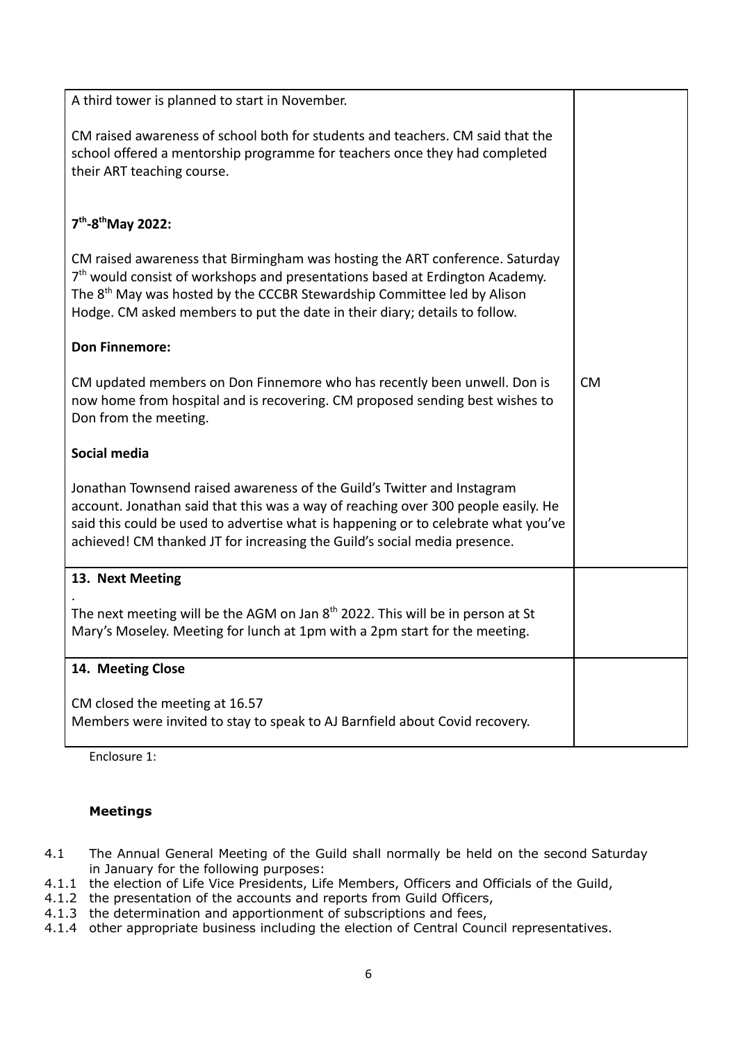| | |
|---|---|
| A third tower is planned to start in November.<br><br>CM raised awareness of school both for students and teachers. CM said that the school offered a mentorship programme for teachers once they had completed their ART teaching course.<br><br>**7th-8th May 2022:**<br><br>CM raised awareness that Birmingham was hosting the ART conference. Saturday 7th would consist of workshops and presentations based at Erdington Academy. The 8th May was hosted by the CCCBR Stewardship Committee led by Alison Hodge. CM asked members to put the date in their diary; details to follow.<br><br>**Don Finnemore:**<br><br>CM updated members on Don Finnemore who has recently been unwell. Don is now home from hospital and is recovering. CM proposed sending best wishes to Don from the meeting.<br><br>**Social media**<br><br>Jonathan Townsend raised awareness of the Guild's Twitter and Instagram account. Jonathan said that this was a way of reaching over 300 people easily. He said this could be used to advertise what is happening or to celebrate what you've achieved! CM thanked JT for increasing the Guild's social media presence. | CM |
| **13. Next Meeting**<br><br>.<br>The next meeting will be the AGM on Jan 8th 2022. This will be in person at St Mary's Moseley. Meeting for lunch at 1pm with a 2pm start for the meeting. | |
| **14. Meeting Close**<br><br>CM closed the meeting at 16.57<br>Members were invited to stay to speak to AJ Barnfield about Covid recovery. | |

Enclosure 1:

**Meetings**

4.1 The Annual General Meeting of the Guild shall normally be held on the second Saturday in January for the following purposes:

4.1.1 the election of Life Vice Presidents, Life Members, Officers and Officials of the Guild,

4.1.2 the presentation of the accounts and reports from Guild Officers,

4.1.3 the determination and apportionment of subscriptions and fees,

4.1.4 other appropriate business including the election of Central Council representatives.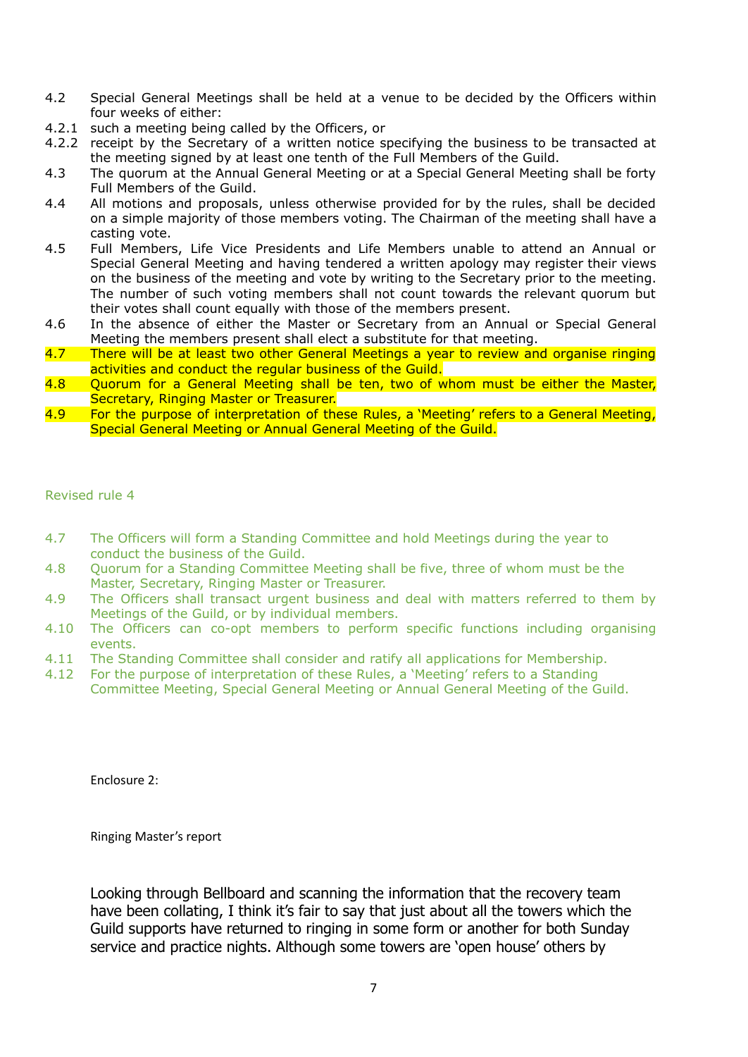4.2 Special General Meetings shall be held at a venue to be decided by the Officers within four weeks of either:

4.2.1 such a meeting being called by the Officers, or

4.2.2 receipt by the Secretary of a written notice specifying the business to be transacted at the meeting signed by at least one tenth of the Full Members of the Guild.

4.3 The quorum at the Annual General Meeting or at a Special General Meeting shall be forty Full Members of the Guild.

4.4 All motions and proposals, unless otherwise provided for by the rules, shall be decided on a simple majority of those members voting. The Chairman of the meeting shall have a casting vote.

4.5 Full Members, Life Vice Presidents and Life Members unable to attend an Annual or Special General Meeting and having tendered a written apology may register their views on the business of the meeting and vote by writing to the Secretary prior to the meeting. The number of such voting members shall not count towards the relevant quorum but their votes shall count equally with those of the members present.

4.6 In the absence of either the Master or Secretary from an Annual or Special General Meeting the members present shall elect a substitute for that meeting.

4.7 There will be at least two other General Meetings a year to review and organise ringing activities and conduct the regular business of the Guild.

4.8 Quorum for a General Meeting shall be ten, two of whom must be either the Master, Secretary, Ringing Master or Treasurer.

4.9 For the purpose of interpretation of these Rules, a 'Meeting' refers to a General Meeting, Special General Meeting or Annual General Meeting of the Guild.

Revised rule 4

4.7 The Officers will form a Standing Committee and hold Meetings during the year to conduct the business of the Guild.

4.8 Quorum for a Standing Committee Meeting shall be five, three of whom must be the Master, Secretary, Ringing Master or Treasurer.

4.9 The Officers shall transact urgent business and deal with matters referred to them by Meetings of the Guild, or by individual members.

4.10 The Officers can co-opt members to perform specific functions including organising events.

4.11 The Standing Committee shall consider and ratify all applications for Membership.

4.12 For the purpose of interpretation of these Rules, a 'Meeting' refers to a Standing Committee Meeting, Special General Meeting or Annual General Meeting of the Guild.

Enclosure 2:

Ringing Master's report

Looking through Bellboard and scanning the information that the recovery team have been collating, I think it's fair to say that just about all the towers which the Guild supports have returned to ringing in some form or another for both Sunday service and practice nights. Although some towers are 'open house' others by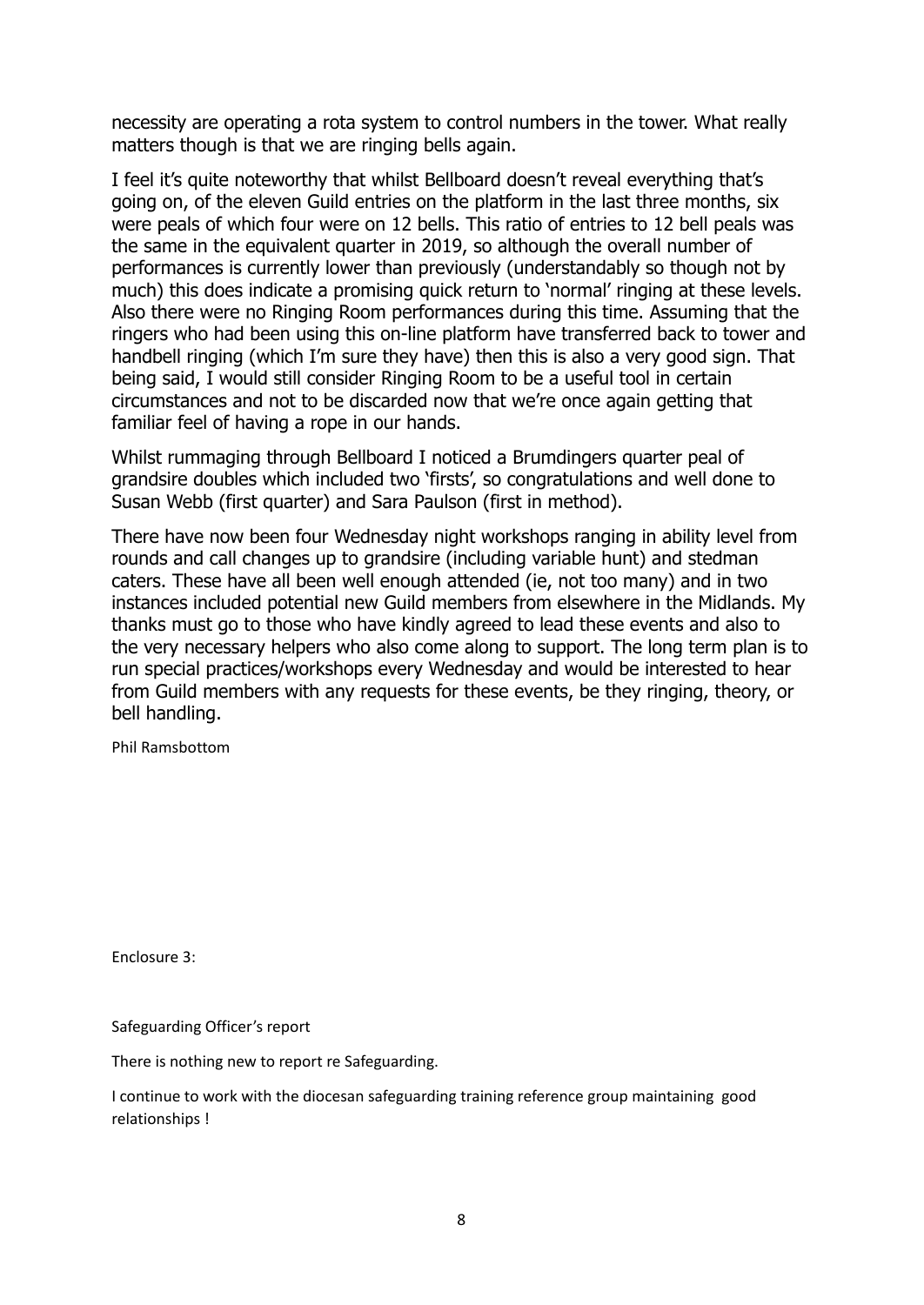necessity are operating a rota system to control numbers in the tower. What really matters though is that we are ringing bells again.

I feel it's quite noteworthy that whilst Bellboard doesn't reveal everything that's going on, of the eleven Guild entries on the platform in the last three months, six were peals of which four were on 12 bells. This ratio of entries to 12 bell peals was the same in the equivalent quarter in 2019, so although the overall number of performances is currently lower than previously (understandably so though not by much) this does indicate a promising quick return to 'normal' ringing at these levels. Also there were no Ringing Room performances during this time. Assuming that the ringers who had been using this on-line platform have transferred back to tower and handbell ringing (which I'm sure they have) then this is also a very good sign. That being said, I would still consider Ringing Room to be a useful tool in certain circumstances and not to be discarded now that we're once again getting that familiar feel of having a rope in our hands.

Whilst rummaging through Bellboard I noticed a Brumdingers quarter peal of grandsire doubles which included two 'firsts', so congratulations and well done to Susan Webb (first quarter) and Sara Paulson (first in method).

There have now been four Wednesday night workshops ranging in ability level from rounds and call changes up to grandsire (including variable hunt) and stedman caters. These have all been well enough attended (ie, not too many) and in two instances included potential new Guild members from elsewhere in the Midlands. My thanks must go to those who have kindly agreed to lead these events and also to the very necessary helpers who also come along to support. The long term plan is to run special practices/workshops every Wednesday and would be interested to hear from Guild members with any requests for these events, be they ringing, theory, or bell handling.

Phil Ramsbottom

Enclosure 3:

Safeguarding Officer's report

There is nothing new to report re Safeguarding.

I continue to work with the diocesan safeguarding training reference group maintaining good relationships !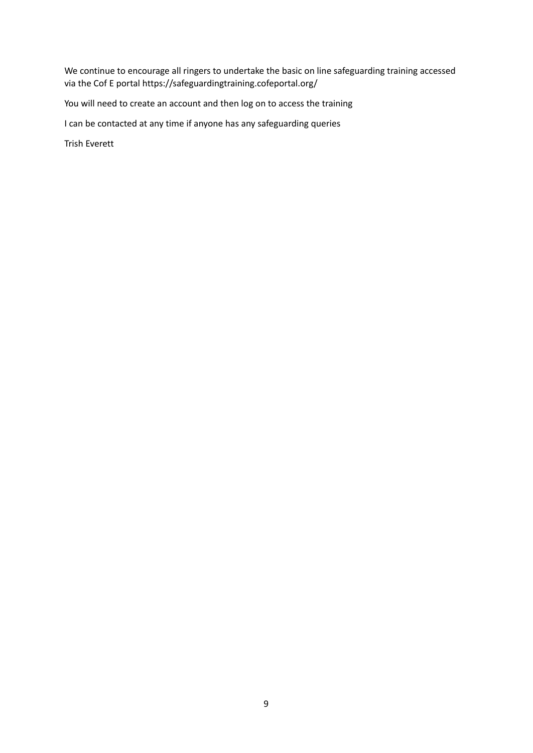We continue to encourage all ringers to undertake the basic on line safeguarding training accessed via the Cof E portal https://safeguardingtraining.cofeportal.org/

You will need to create an account and then log on to access the training

I can be contacted at any time if anyone has any safeguarding queries

Trish Everett